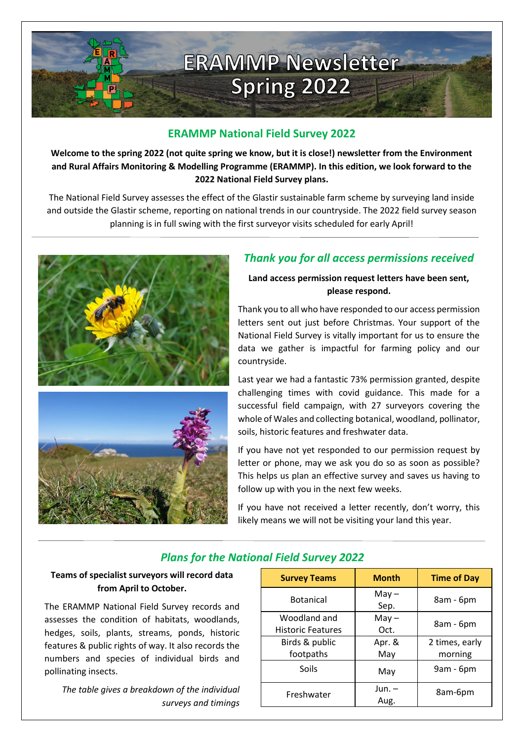# ERAMMP Newsletter Spring 2022

## ERAMMP National Field Survey 2022

**Welcome to the spring 2022 (not quite spring we know, but it is close!) newsletter from the Environment and Rural Affairs Monitoring & Modelling Programme (ERAMMP). In this edition, we look forward to the 2022 National Field Survey plans.**

The National Field Survey assesses the effect of the Glastir sustainable farm scheme by surveying land inside and outside the Glastir scheme, reporting on national trends in our countryside. The 2022 field survey season planning is in full swing with the first surveyor visits scheduled for early April!

## *Thank you for all access permissions received*

**Land access permission request letters have been sent, please respond.**

Thank you to all who have responded to our access permission letters sent out just before Christmas. Your support of the National Field Survey is vitally important for us to ensure the data we gather is impactful for farming policy and our countryside.

Last year we had a fantastic 73% permission granted, despite challenging times with covid guidance. This made for a successful field campaign, with 27 surveyors covering the whole of Wales and collecting botanical, woodland, pollinator, soils, historic features and freshwater data.

If you have not yet responded to our permission request by letter or phone, may we ask you do so as soon as possible? This helps us plan an effective survey and saves us having to follow up with you in the next few weeks.

If you have not received a letter recently, don't worry, this likely means we will not be visiting your land this year.

## *Plans for the National Field Survey 2022*

**Teams of specialist surveyors will record data from April to October.**

The ERAMMP National Field Survey records and assesses the condition of habitats, woodlands, hedges, soils, plants, streams, ponds, historic features & public rights of way. It also records the numbers and species of individual birds and pollinating insects.

*The table gives a breakdown of the individual surveys and timings*

| Survey Teams | Month | Time of Day |
|---|---|---|
| Botanical | May – Sep. | 8am - 6pm |
| Woodland and Historic Features | May – Oct. | 8am - 6pm |
| Birds & public footpaths | Apr. & May | 2 times, early morning |
| Soils | May | 9am - 6pm |
| Freshwater | Jun. – Aug. | 8am-6pm |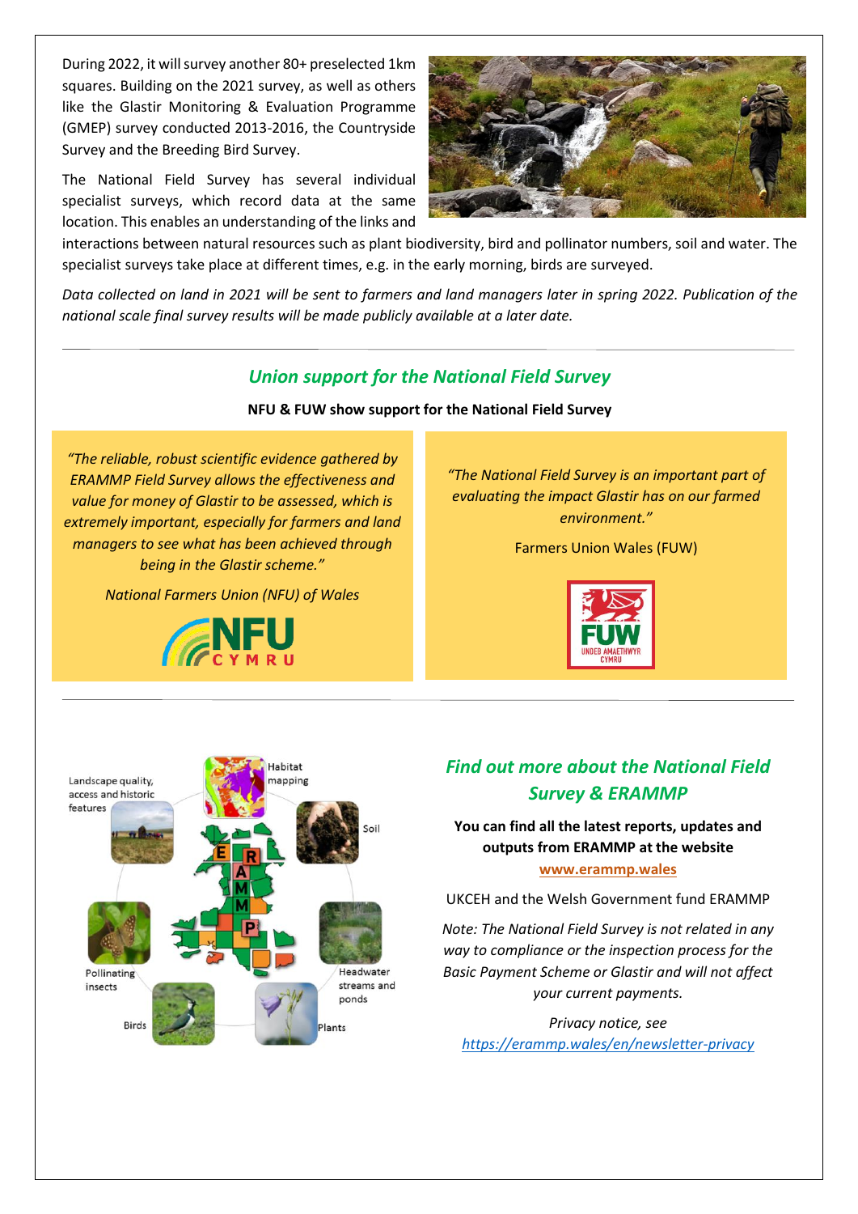During 2022, it will survey another 80+ preselected 1km squares. Building on the 2021 survey, as well as others like the Glastir Monitoring & Evaluation Programme (GMEP) survey conducted 2013-2016, the Countryside Survey and the Breeding Bird Survey.

The National Field Survey has several individual specialist surveys, which record data at the same location. This enables an understanding of the links and interactions between natural resources such as plant biodiversity, bird and pollinator numbers, soil and water. The specialist surveys take place at different times, e.g. in the early morning, birds are surveyed.

*Data collected on land in 2021 will be sent to farmers and land managers later in spring 2022. Publication of the national scale final survey results will be made publicly available at a later date.*

---

## *Union support for the National Field Survey*

**NFU & FUW show support for the National Field Survey**

*"The reliable, robust scientific evidence gathered by ERAMMP Field Survey allows the effectiveness and value for money of Glastir to be assessed, which is extremely important, especially for farmers and land managers to see what has been achieved through being in the Glastir scheme."*

*National Farmers Union (NFU) of Wales*

NFU CYMRU

*"The National Field Survey is an important part of evaluating the impact Glastir has on our farmed environment."*

Farmers Union Wales (FUW)

FUW UNDEB AMAETHWYR CYMRU

---

Landscape quality, access and historic features

Habitat mapping

Soil

Headwater streams and ponds

Plants

Birds

Pollinating insects

ERAMMP

## *Find out more about the National Field Survey & ERAMMP*

**You can find all the latest reports, updates and outputs from ERAMMP at the website [www.erammp.wales](www.erammp.wales)**

UKCEH and the Welsh Government fund ERAMMP

*Note: The National Field Survey is not related in any way to compliance or the inspection process for the Basic Payment Scheme or Glastir and will not affect your current payments.*

*Privacy notice, see [https://erammp.wales/en/newsletter-privacy](https://erammp.wales/en/newsletter-privacy)*